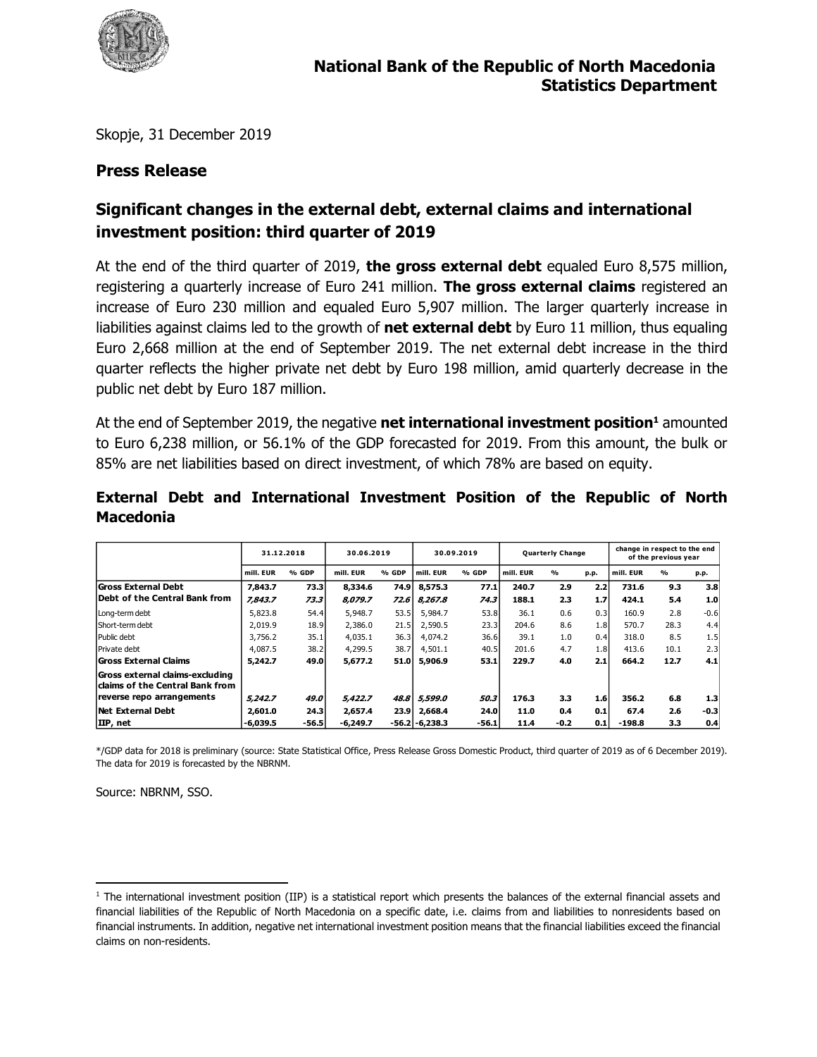**National Bank of the Republic of North Macedonia**
**Statistics Department**

Skopje, 31 December 2019

## Press Release

## Significant changes in the external debt, external claims and international investment position: third quarter of 2019

At the end of the third quarter of 2019, **the gross external debt** equaled Euro 8,575 million, registering a quarterly increase of Euro 241 million. **The gross external claims** registered an increase of Euro 230 million and equaled Euro 5,907 million. The larger quarterly increase in liabilities against claims led to the growth of **net external debt** by Euro 11 million, thus equaling Euro 2,668 million at the end of September 2019. The net external debt increase in the third quarter reflects the higher private net debt by Euro 198 million, amid quarterly decrease in the public net debt by Euro 187 million.

At the end of September 2019, the negative **net international investment position**[1] amounted to Euro 6,238 million, or 56.1% of the GDP forecasted for 2019. From this amount, the bulk or 85% are net liabilities based on direct investment, of which 78% are based on equity.

### External Debt and International Investment Position of the Republic of North Macedonia

| | 31.12.2018 | | 30.06.2019 | | 30.09.2019 | | Quarterly Change | | | change in respect to the end of the previous year | | |
|---|---|---|---|---|---|---|---|---|---|---|---|---|
| | mill. EUR | % GDP | mill. EUR | % GDP | mill. EUR | % GDP | mill. EUR | % | p.p. | mill. EUR | % | p.p. |
| **Gross External Debt** | **7,843.7** | **73.3** | **8,334.6** | **74.9** | **8,575.3** | **77.1** | **240.7** | **2.9** | **2.2** | **731.6** | **9.3** | **3.8** |
| **Debt of the Central Bank from** | ***7,843.7*** | ***73.3*** | ***8,079.7*** | ***72.6*** | ***8,267.8*** | ***74.3*** | **188.1** | **2.3** | **1.7** | **424.1** | **5.4** | **1.0** |
| Long-term debt | 5,823.8 | 54.4 | 5,948.7 | 53.5 | 5,984.7 | 53.8 | 36.1 | 0.6 | 0.3 | 160.9 | 2.8 | -0.6 |
| Short-term debt | 2,019.9 | 18.9 | 2,386.0 | 21.5 | 2,590.5 | 23.3 | 204.6 | 8.6 | 1.8 | 570.7 | 28.3 | 4.4 |
| Public debt | 3,756.2 | 35.1 | 4,035.1 | 36.3 | 4,074.2 | 36.6 | 39.1 | 1.0 | 0.4 | 318.0 | 8.5 | 1.5 |
| Private debt | 4,087.5 | 38.2 | 4,299.5 | 38.7 | 4,501.1 | 40.5 | 201.6 | 4.7 | 1.8 | 413.6 | 10.1 | 2.3 |
| **Gross External Claims** | **5,242.7** | **49.0** | **5,677.2** | **51.0** | **5,906.9** | **53.1** | **229.7** | **4.0** | **2.1** | **664.2** | **12.7** | **4.1** |
| **Gross external claims-excluding claims of the Central Bank from reverse repo arrangements** | ***5,242.7*** | ***49.0*** | ***5,422.7*** | ***48.8*** | ***5,599.0*** | ***50.3*** | **176.3** | **3.3** | **1.6** | **356.2** | **6.8** | **1.3** |
| **Net External Debt** | **2,601.0** | **24.3** | **2,657.4** | **23.9** | **2,668.4** | **24.0** | **11.0** | **0.4** | **0.1** | **67.4** | **2.6** | **-0.3** |
| **IIP, net** | **-6,039.5** | **-56.5** | **-6,249.7** | **-56.2** | **-6,238.3** | **-56.1** | **11.4** | **-0.2** | **0.1** | **-198.8** | **3.3** | **0.4** |

*/GDP data for 2018 is preliminary (source: State Statistical Office, Press Release Gross Domestic Product, third quarter of 2019 as of 6 December 2019). The data for 2019 is forecasted by the NBRNM.

Source: NBRNM, SSO.

[1] The international investment position (IIP) is a statistical report which presents the balances of the external financial assets and financial liabilities of the Republic of North Macedonia on a specific date, i.e. claims from and liabilities to nonresidents based on financial instruments. In addition, negative net international investment position means that the financial liabilities exceed the financial claims on non-residents.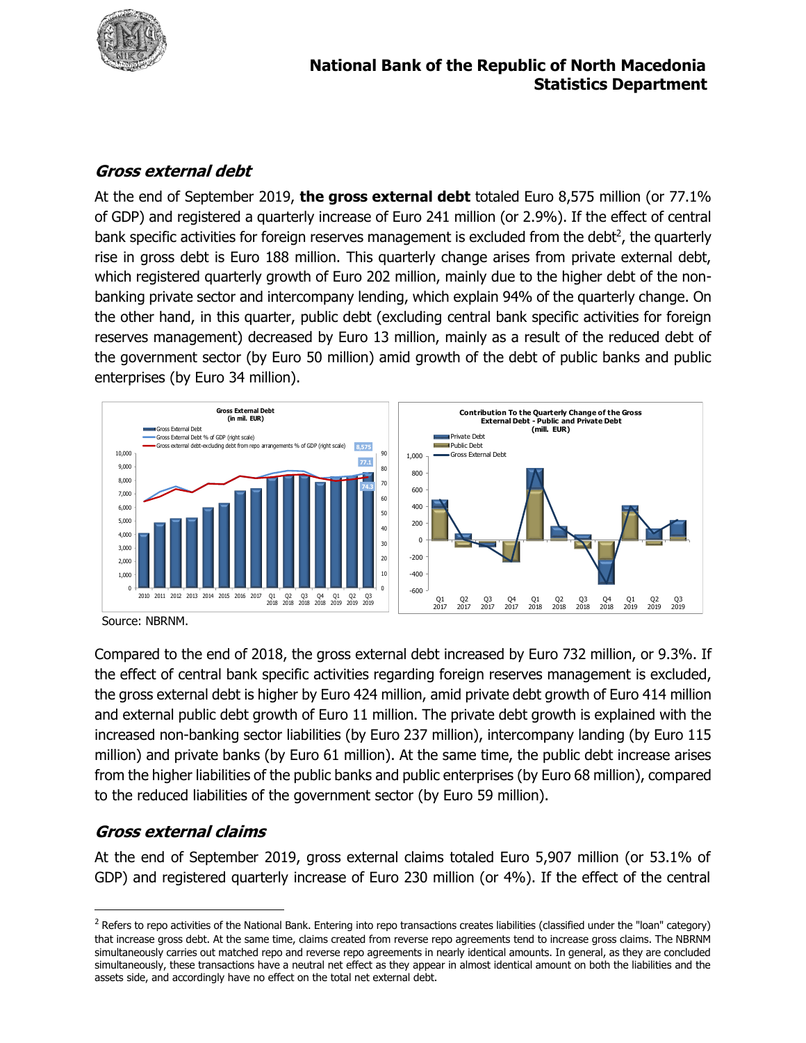## *Gross external debt*

At the end of September 2019, **the gross external debt** totaled Euro 8,575 million (or 77.1% of GDP) and registered a quarterly increase of Euro 241 million (or 2.9%). If the effect of central bank specific activities for foreign reserves management is excluded from the debt[2], the quarterly rise in gross debt is Euro 188 million. This quarterly change arises from private external debt, which registered quarterly growth of Euro 202 million, mainly due to the higher debt of the non-banking private sector and intercompany lending, which explain 94% of the quarterly change. On the other hand, in this quarter, public debt (excluding central bank specific activities for foreign reserves management) decreased by Euro 13 million, mainly as a result of the reduced debt of the government sector (by Euro 50 million) amid growth of the debt of public banks and public enterprises (by Euro 34 million).

Source: NBRNM.

Compared to the end of 2018, the gross external debt increased by Euro 732 million, or 9.3%. If the effect of central bank specific activities regarding foreign reserves management is excluded, the gross external debt is higher by Euro 424 million, amid private debt growth of Euro 414 million and external public debt growth of Euro 11 million. The private debt growth is explained with the increased non-banking sector liabilities (by Euro 237 million), intercompany landing (by Euro 115 million) and private banks (by Euro 61 million). At the same time, the public debt increase arises from the higher liabilities of the public banks and public enterprises (by Euro 68 million), compared to the reduced liabilities of the government sector (by Euro 59 million).

## *Gross external claims*

At the end of September 2019, gross external claims totaled Euro 5,907 million (or 53.1% of GDP) and registered quarterly increase of Euro 230 million (or 4%). If the effect of the central

---

[2] Refers to repo activities of the National Bank. Entering into repo transactions creates liabilities (classified under the "loan" category) that increase gross debt. At the same time, claims created from reverse repo agreements tend to increase gross claims. The NBRNM simultaneously carries out matched repo and reverse repo agreements in nearly identical amounts. In general, as they are concluded simultaneously, these transactions have a neutral net effect as they appear in almost identical amount on both the liabilities and the assets side, and accordingly have no effect on the total net external debt.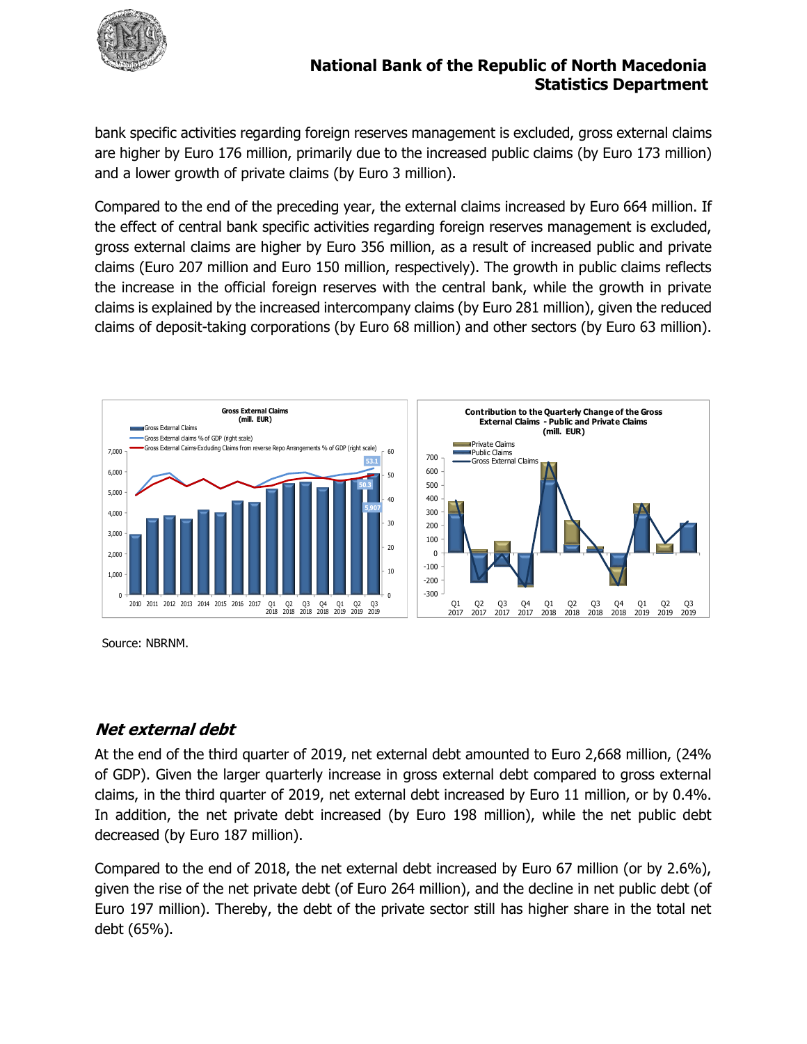bank specific activities regarding foreign reserves management is excluded, gross external claims are higher by Euro 176 million, primarily due to the increased public claims (by Euro 173 million) and a lower growth of private claims (by Euro 3 million).

Compared to the end of the preceding year, the external claims increased by Euro 664 million. If the effect of central bank specific activities regarding foreign reserves management is excluded, gross external claims are higher by Euro 356 million, as a result of increased public and private claims (Euro 207 million and Euro 150 million, respectively). The growth in public claims reflects the increase in the official foreign reserves with the central bank, while the growth in private claims is explained by the increased intercompany claims (by Euro 281 million), given the reduced claims of deposit-taking corporations (by Euro 68 million) and other sectors (by Euro 63 million).

**Gross External Claims (mill. EUR)**

**Contribution to the Quarterly Change of the Gross External Claims - Public and Private Claims (mill. EUR)**

Source: NBRNM.

## *Net external debt*

At the end of the third quarter of 2019, net external debt amounted to Euro 2,668 million, (24% of GDP). Given the larger quarterly increase in gross external debt compared to gross external claims, in the third quarter of 2019, net external debt increased by Euro 11 million, or by 0.4%. In addition, the net private debt increased (by Euro 198 million), while the net public debt decreased (by Euro 187 million).

Compared to the end of 2018, the net external debt increased by Euro 67 million (or by 2.6%), given the rise of the net private debt (of Euro 264 million), and the decline in net public debt (of Euro 197 million). Thereby, the debt of the private sector still has higher share in the total net debt (65%).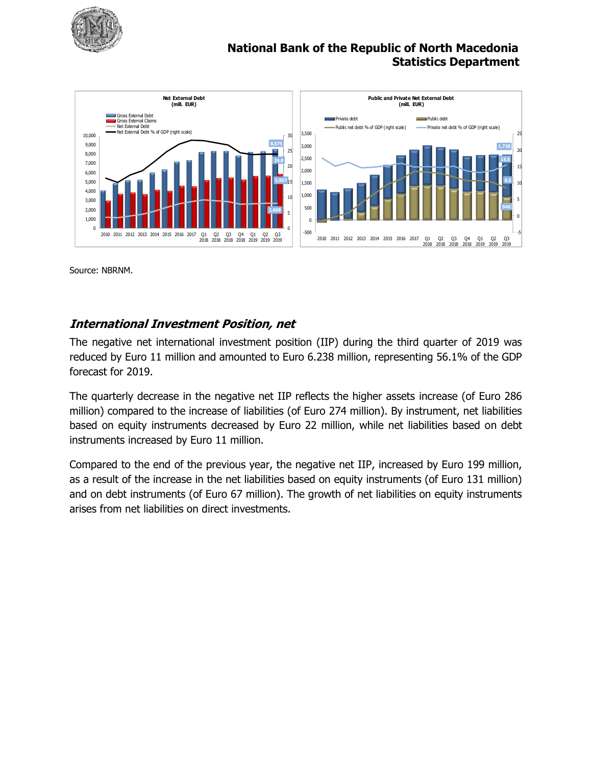Source: NBRNM.

## *International Investment Position, net*

The negative net international investment position (IIP) during the third quarter of 2019 was reduced by Euro 11 million and amounted to Euro 6.238 million, representing 56.1% of the GDP forecast for 2019.

The quarterly decrease in the negative net IIP reflects the higher assets increase (of Euro 286 million) compared to the increase of liabilities (of Euro 274 million). By instrument, net liabilities based on equity instruments decreased by Euro 22 million, while net liabilities based on debt instruments increased by Euro 11 million.

Compared to the end of the previous year, the negative net IIP, increased by Euro 199 million, as a result of the increase in the net liabilities based on equity instruments (of Euro 131 million) and on debt instruments (of Euro 67 million). The growth of net liabilities on equity instruments arises from net liabilities on direct investments.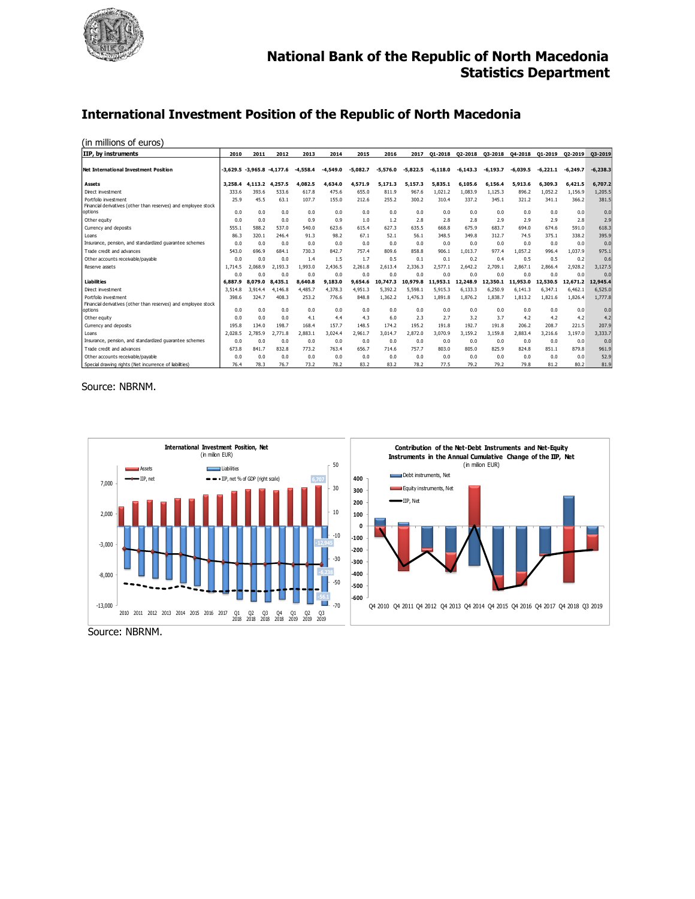# National Bank of the Republic of North Macedonia
# Statistics Department

## International Investment Position of the Republic of North Macedonia

(in millions of euros)

| IIP, by instruments | 2010 | 2011 | 2012 | 2013 | 2014 | 2015 | 2016 | 2017 | Q1-2018 | Q2-2018 | Q3-2018 | Q4-2018 | Q1-2019 | Q2-2019 | Q3-2019 |
|---|---|---|---|---|---|---|---|---|---|---|---|---|---|---|---|
| **Net International Investment Position** | -3,629.5 | -3,965.8 | -4,177.6 | -4,558.4 | -4,549.0 | -5,082.7 | -5,576.0 | -5,822.5 | -6,118.0 | -6,143.3 | -6,193.7 | -6,039.5 | -6,221.1 | -6,249.7 | -6,238.3 |
| **Assets** | 3,258.4 | 4,113.2 | 4,257.5 | 4,082.5 | 4,634.0 | 4,571.9 | 5,171.3 | 5,157.3 | 5,835.1 | 6,105.6 | 6,156.4 | 5,913.6 | 6,309.3 | 6,421.5 | 6,707.2 |
| Direct investment | 333.6 | 393.6 | 533.6 | 617.8 | 475.6 | 655.0 | 811.9 | 967.6 | 1,021.2 | 1,083.9 | 1,125.3 | 896.2 | 1,052.2 | 1,156.9 | 1,205.5 |
| Portfolio investment | 25.9 | 45.5 | 63.1 | 107.7 | 155.0 | 212.6 | 255.2 | 300.2 | 310.4 | 337.2 | 345.1 | 321.2 | 341.1 | 366.2 | 381.5 |
| Financial derivatives (other than reserves) and employee stock options | 0.0 | 0.0 | 0.0 | 0.0 | 0.0 | 0.0 | 0.0 | 0.0 | 0.0 | 0.0 | 0.0 | 0.0 | 0.0 | 0.0 | 0.0 |
| Other equity | 0.0 | 0.0 | 0.0 | 0.9 | 0.9 | 1.0 | 1.2 | 2.8 | 2.8 | 2.8 | 2.9 | 2.9 | 2.9 | 2.8 | 2.9 |
| Currency and deposits | 555.1 | 588.2 | 537.0 | 540.0 | 623.6 | 615.4 | 627.3 | 635.5 | 668.8 | 675.9 | 683.7 | 694.0 | 674.6 | 591.0 | 618.3 |
| Loans | 86.3 | 320.1 | 246.4 | 91.3 | 98.2 | 67.1 | 52.1 | 56.1 | 348.5 | 349.8 | 312.7 | 74.5 | 375.1 | 338.2 | 395.9 |
| Insurance, pension, and standardized guarantee schemes | 0.0 | 0.0 | 0.0 | 0.0 | 0.0 | 0.0 | 0.0 | 0.0 | 0.0 | 0.0 | 0.0 | 0.0 | 0.0 | 0.0 | 0.0 |
| Trade credit and advances | 543.0 | 696.9 | 684.1 | 730.3 | 842.7 | 757.4 | 809.6 | 858.8 | 906.1 | 1,013.7 | 977.4 | 1,057.2 | 996.4 | 1,037.9 | 975.1 |
| Other accounts receivable/payable | 0.0 | 0.0 | 0.0 | 1.4 | 1.5 | 1.7 | 0.5 | 0.1 | 0.1 | 0.2 | 0.4 | 0.5 | 0.5 | 0.2 | 0.6 |
| Reserve assets | 1,714.5 | 2,068.9 | 2,193.3 | 1,993.0 | 2,436.5 | 2,261.8 | 2,613.4 | 2,336.3 | 2,577.1 | 2,642.2 | 2,709.1 | 2,867.1 | 2,866.4 | 2,928.2 | 3,127.5 |
| | 0.0 | 0.0 | 0.0 | 0.0 | 0.0 | 0.0 | 0.0 | 0.0 | 0.0 | 0.0 | 0.0 | 0.0 | 0.0 | 0.0 | 0.0 |
| **Liabilities** | 6,887.9 | 8,079.0 | 8,435.1 | 8,640.8 | 9,183.0 | 9,654.6 | 10,747.3 | 10,979.8 | 11,953.1 | 12,248.9 | 12,350.1 | 11,953.0 | 12,530.5 | 12,671.2 | 12,945.4 |
| Direct investment | 3,514.8 | 3,914.4 | 4,146.8 | 4,485.7 | 4,378.3 | 4,951.3 | 5,392.2 | 5,598.1 | 5,915.3 | 6,133.3 | 6,250.9 | 6,141.3 | 6,347.1 | 6,462.1 | 6,525.0 |
| Portfolio investment | 398.6 | 324.7 | 408.3 | 253.2 | 776.6 | 848.8 | 1,362.2 | 1,476.3 | 1,891.8 | 1,876.2 | 1,838.7 | 1,813.2 | 1,821.6 | 1,826.4 | 1,777.8 |
| Financial derivatives (other than reserves) and employee stock options | 0.0 | 0.0 | 0.0 | 0.0 | 0.0 | 0.0 | 0.0 | 0.0 | 0.0 | 0.0 | 0.0 | 0.0 | 0.0 | 0.0 | 0.0 |
| Other equity | 0.0 | 0.0 | 0.0 | 4.1 | 4.4 | 4.3 | 6.0 | 2.3 | 2.7 | 3.2 | 3.7 | 4.2 | 4.2 | 4.2 | 4.2 |
| Currency and deposits | 195.8 | 134.0 | 198.7 | 168.4 | 157.7 | 148.5 | 174.2 | 195.2 | 191.8 | 192.7 | 191.8 | 206.2 | 208.7 | 221.5 | 207.9 |
| Loans | 2,028.5 | 2,785.9 | 2,771.8 | 2,883.1 | 3,024.4 | 2,961.7 | 3,014.7 | 2,872.0 | 3,070.9 | 3,159.2 | 3,159.8 | 2,883.4 | 3,216.6 | 3,197.0 | 3,333.7 |
| Insurance, pension, and standardized guarantee schemes | 0.0 | 0.0 | 0.0 | 0.0 | 0.0 | 0.0 | 0.0 | 0.0 | 0.0 | 0.0 | 0.0 | 0.0 | 0.0 | 0.0 | 0.0 |
| Trade credit and advances | 673.8 | 841.7 | 832.8 | 773.2 | 763.4 | 656.7 | 714.6 | 757.7 | 803.0 | 805.0 | 825.9 | 824.8 | 851.1 | 879.8 | 961.9 |
| Other accounts receivable/payable | 0.0 | 0.0 | 0.0 | 0.0 | 0.0 | 0.0 | 0.0 | 0.0 | 0.0 | 0.0 | 0.0 | 0.0 | 0.0 | 0.0 | 52.9 |
| Special drawing rights (Net incurrence of liabilities) | 76.4 | 78.3 | 76.7 | 73.2 | 78.2 | 83.2 | 83.2 | 78.2 | 77.5 | 79.2 | 79.2 | 79.8 | 81.2 | 80.2 | 81.9 |

Source: NBRNM.

**International Investment Position, Net**
(in milion EUR)

**Contribution of the Net-Debt Instruments and Net-Equity Instruments in the Annual Cumulative Change of the IIP, Net**
(in milion EUR)

Source: NBRNM.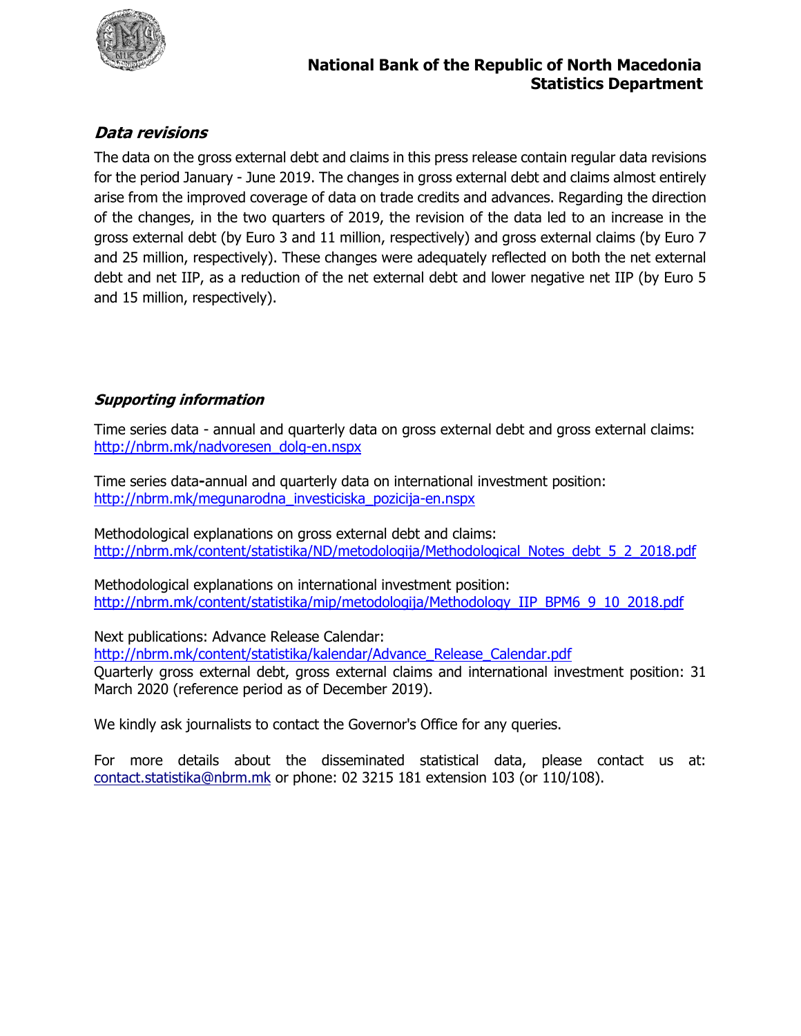**National Bank of the Republic of North Macedonia**
**Statistics Department**

### *Data revisions*

The data on the gross external debt and claims in this press release contain regular data revisions for the period January - June 2019. The changes in gross external debt and claims almost entirely arise from the improved coverage of data on trade credits and advances. Regarding the direction of the changes, in the two quarters of 2019, the revision of the data led to an increase in the gross external debt (by Euro 3 and 11 million, respectively) and gross external claims (by Euro 7 and 25 million, respectively). These changes were adequately reflected on both the net external debt and net IIP, as a reduction of the net external debt and lower negative net IIP (by Euro 5 and 15 million, respectively).

### *Supporting information*

Time series data - annual and quarterly data on gross external debt and gross external claims:
http://nbrm.mk/nadvoresen_dolg-en.nspx

Time series data**-**annual and quarterly data on international investment position:
http://nbrm.mk/megunarodna_investiciska_pozicija-en.nspx

Methodological explanations on gross external debt and claims:
http://nbrm.mk/content/statistika/ND/metodologija/Methodological_Notes_debt_5_2_2018.pdf

Methodological explanations on international investment position:
http://nbrm.mk/content/statistika/mip/metodologija/Methodology_IIP_BPM6_9_10_2018.pdf

Next publications: Advance Release Calendar:
http://nbrm.mk/content/statistika/kalendar/Advance_Release_Calendar.pdf
Quarterly gross external debt, gross external claims and international investment position: 31 March 2020 (reference period as of December 2019).

We kindly ask journalists to contact the Governor's Office for any queries.

For more details about the disseminated statistical data, please contact us at: contact.statistika@nbrm.mk or phone: 02 3215 181 extension 103 (or 110/108).